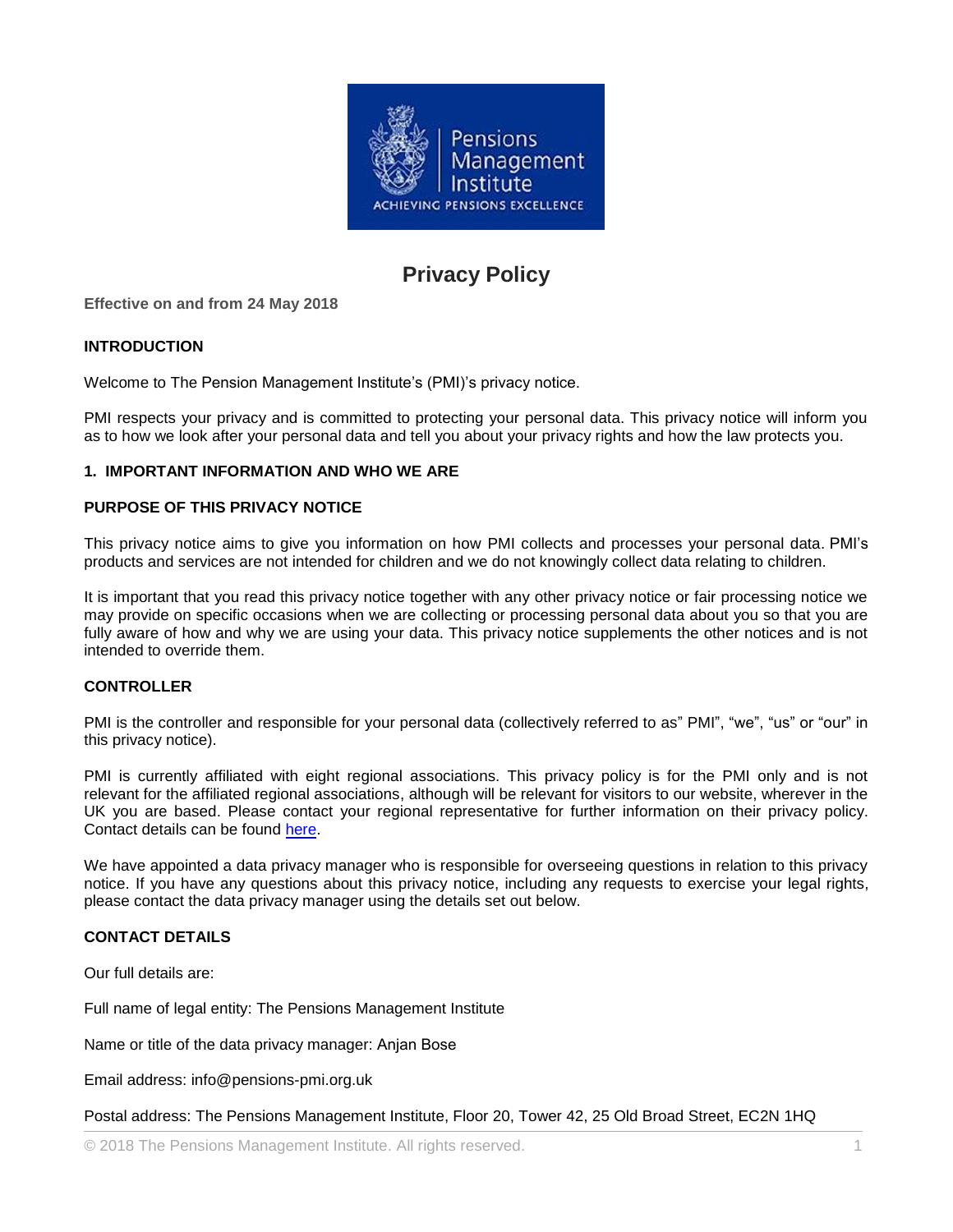# Privacy Policy

**Effective on and from 24 May 2018**

**INTRODUCTION**

Welcome to The Pension Management Institute's (PMI)'s privacy notice.

PMI respects your privacy and is committed to protecting your personal data. This privacy notice will inform you as to how we look after your personal data and tell you about your privacy rights and how the law protects you.

**1. IMPORTANT INFORMATION AND WHO WE ARE**

**PURPOSE OF THIS PRIVACY NOTICE**

This privacy notice aims to give you information on how PMI collects and processes your personal data. PMI's products and services are not intended for children and we do not knowingly collect data relating to children.

It is important that you read this privacy notice together with any other privacy notice or fair processing notice we may provide on specific occasions when we are collecting or processing personal data about you so that you are fully aware of how and why we are using your data. This privacy notice supplements the other notices and is not intended to override them.

**CONTROLLER**

PMI is the controller and responsible for your personal data (collectively referred to as" PMI", "we", "us" or "our" in this privacy notice).

PMI is currently affiliated with eight regional associations. This privacy policy is for the PMI only and is not relevant for the affiliated regional associations, although will be relevant for visitors to our website, wherever in the UK you are based. Please contact your regional representative for further information on their privacy policy. Contact details can be found here.

We have appointed a data privacy manager who is responsible for overseeing questions in relation to this privacy notice. If you have any questions about this privacy notice, including any requests to exercise your legal rights, please contact the data privacy manager using the details set out below.

**CONTACT DETAILS**

Our full details are:

Full name of legal entity: The Pensions Management Institute

Name or title of the data privacy manager: Anjan Bose

Email address: info@pensions-pmi.org.uk

Postal address: The Pensions Management Institute, Floor 20, Tower 42, 25 Old Broad Street, EC2N 1HQ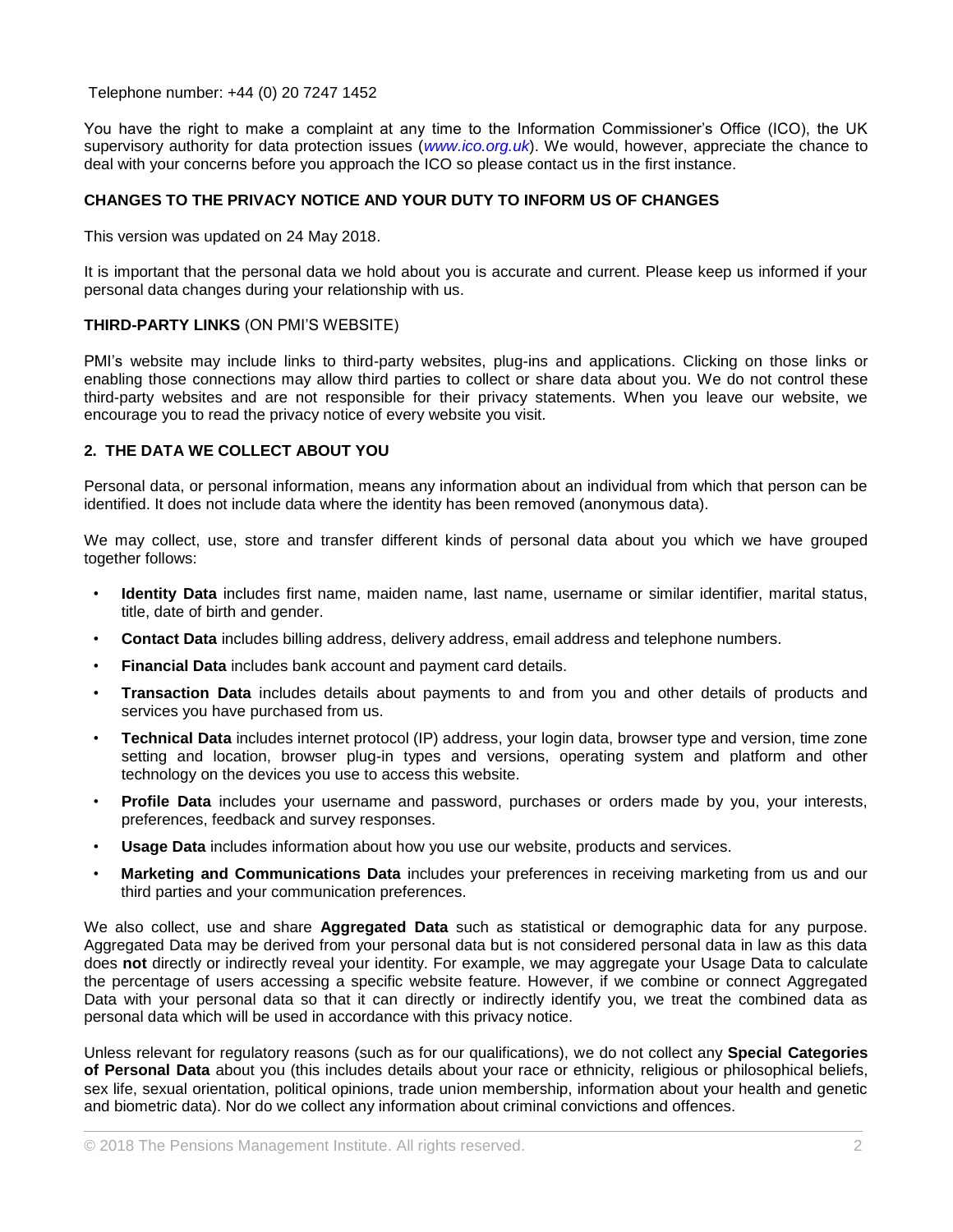Telephone number: +44 (0) 20 7247 1452

You have the right to make a complaint at any time to the Information Commissioner's Office (ICO), the UK supervisory authority for data protection issues (*www.ico.org.uk*). We would, however, appreciate the chance to deal with your concerns before you approach the ICO so please contact us in the first instance.

**CHANGES TO THE PRIVACY NOTICE AND YOUR DUTY TO INFORM US OF CHANGES**

This version was updated on 24 May 2018.

It is important that the personal data we hold about you is accurate and current. Please keep us informed if your personal data changes during your relationship with us.

**THIRD-PARTY LINKS** (ON PMI'S WEBSITE)

PMI's website may include links to third-party websites, plug-ins and applications. Clicking on those links or enabling those connections may allow third parties to collect or share data about you. We do not control these third-party websites and are not responsible for their privacy statements. When you leave our website, we encourage you to read the privacy notice of every website you visit.

## 2. THE DATA WE COLLECT ABOUT YOU

Personal data, or personal information, means any information about an individual from which that person can be identified. It does not include data where the identity has been removed (anonymous data).

We may collect, use, store and transfer different kinds of personal data about you which we have grouped together follows:

- **Identity Data** includes first name, maiden name, last name, username or similar identifier, marital status, title, date of birth and gender.
- **Contact Data** includes billing address, delivery address, email address and telephone numbers.
- **Financial Data** includes bank account and payment card details.
- **Transaction Data** includes details about payments to and from you and other details of products and services you have purchased from us.
- **Technical Data** includes internet protocol (IP) address, your login data, browser type and version, time zone setting and location, browser plug-in types and versions, operating system and platform and other technology on the devices you use to access this website.
- **Profile Data** includes your username and password, purchases or orders made by you, your interests, preferences, feedback and survey responses.
- **Usage Data** includes information about how you use our website, products and services.
- **Marketing and Communications Data** includes your preferences in receiving marketing from us and our third parties and your communication preferences.

We also collect, use and share **Aggregated Data** such as statistical or demographic data for any purpose. Aggregated Data may be derived from your personal data but is not considered personal data in law as this data does **not** directly or indirectly reveal your identity. For example, we may aggregate your Usage Data to calculate the percentage of users accessing a specific website feature. However, if we combine or connect Aggregated Data with your personal data so that it can directly or indirectly identify you, we treat the combined data as personal data which will be used in accordance with this privacy notice.

Unless relevant for regulatory reasons (such as for our qualifications), we do not collect any **Special Categories of Personal Data** about you (this includes details about your race or ethnicity, religious or philosophical beliefs, sex life, sexual orientation, political opinions, trade union membership, information about your health and genetic and biometric data). Nor do we collect any information about criminal convictions and offences.

© 2018 The Pensions Management Institute. All rights reserved.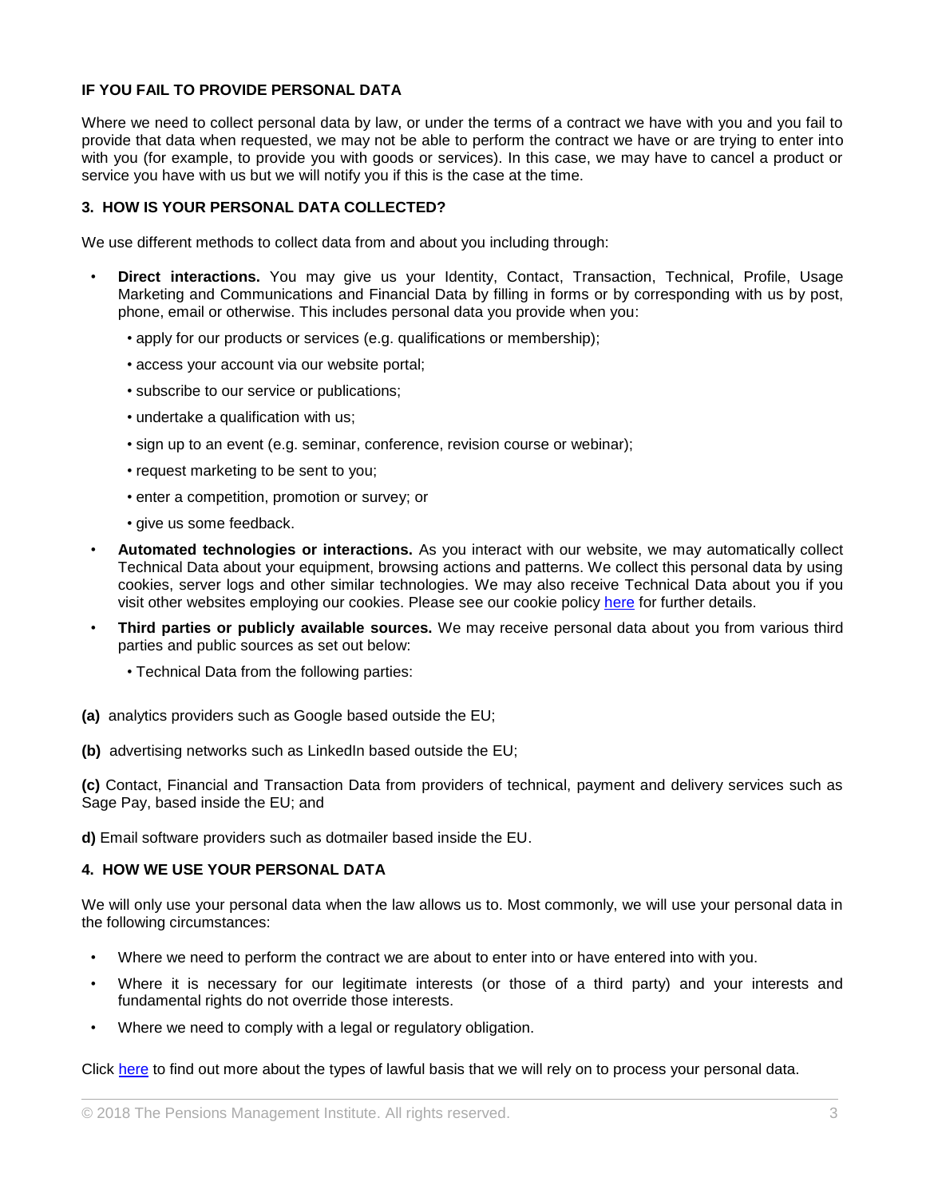**IF YOU FAIL TO PROVIDE PERSONAL DATA**

Where we need to collect personal data by law, or under the terms of a contract we have with you and you fail to provide that data when requested, we may not be able to perform the contract we have or are trying to enter into with you (for example, to provide you with goods or services). In this case, we may have to cancel a product or service you have with us but we will notify you if this is the case at the time.

**3. HOW IS YOUR PERSONAL DATA COLLECTED?**

We use different methods to collect data from and about you including through:

- **Direct interactions.** You may give us your Identity, Contact, Transaction, Technical, Profile, Usage Marketing and Communications and Financial Data by filling in forms or by corresponding with us by post, phone, email or otherwise. This includes personal data you provide when you:
  - apply for our products or services (e.g. qualifications or membership);
  - access your account via our website portal;
  - subscribe to our service or publications;
  - undertake a qualification with us;
  - sign up to an event (e.g. seminar, conference, revision course or webinar);
  - request marketing to be sent to you;
  - enter a competition, promotion or survey; or
  - give us some feedback.
- **Automated technologies or interactions.** As you interact with our website, we may automatically collect Technical Data about your equipment, browsing actions and patterns. We collect this personal data by using cookies, server logs and other similar technologies. We may also receive Technical Data about you if you visit other websites employing our cookies. Please see our cookie policy here for further details.
- **Third parties or publicly available sources.** We may receive personal data about you from various third parties and public sources as set out below:
  - Technical Data from the following parties:

**(a)** analytics providers such as Google based outside the EU;

**(b)** advertising networks such as LinkedIn based outside the EU;

**(c)** Contact, Financial and Transaction Data from providers of technical, payment and delivery services such as Sage Pay, based inside the EU; and

**d)** Email software providers such as dotmailer based inside the EU.

**4. HOW WE USE YOUR PERSONAL DATA**

We will only use your personal data when the law allows us to. Most commonly, we will use your personal data in the following circumstances:

- Where we need to perform the contract we are about to enter into or have entered into with you.
- Where it is necessary for our legitimate interests (or those of a third party) and your interests and fundamental rights do not override those interests.
- Where we need to comply with a legal or regulatory obligation.

Click here to find out more about the types of lawful basis that we will rely on to process your personal data.

© 2018 The Pensions Management Institute. All rights reserved.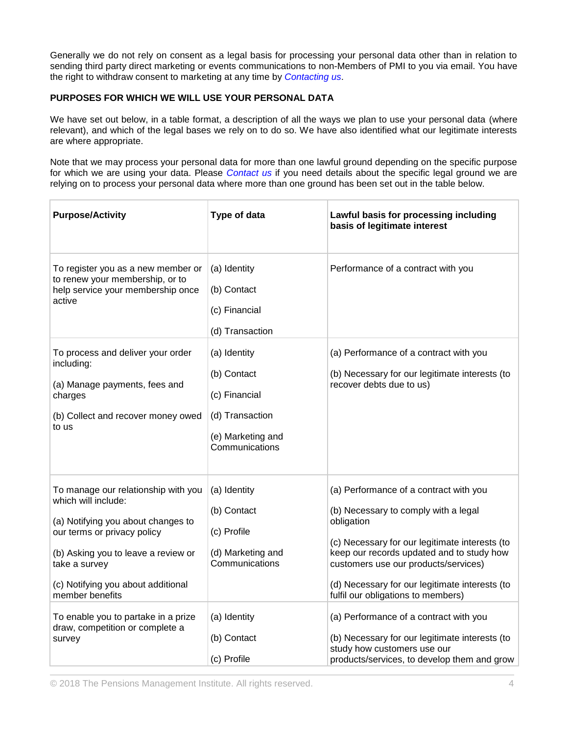Generally we do not rely on consent as a legal basis for processing your personal data other than in relation to sending third party direct marketing or events communications to non-Members of PMI to you via email. You have the right to withdraw consent to marketing at any time by *Contacting us*.

**PURPOSES FOR WHICH WE WILL USE YOUR PERSONAL DATA**

We have set out below, in a table format, a description of all the ways we plan to use your personal data (where relevant), and which of the legal bases we rely on to do so. We have also identified what our legitimate interests are where appropriate.

Note that we may process your personal data for more than one lawful ground depending on the specific purpose for which we are using your data. Please *Contact us* if you need details about the specific legal ground we are relying on to process your personal data where more than one ground has been set out in the table below.

| **Purpose/Activity** | **Type of data** | **Lawful basis for processing including basis of legitimate interest** |
|---|---|---|
| To register you as a new member or to renew your membership, or to help service your membership once active | (a) Identity<br><br>(b) Contact<br><br>(c) Financial<br><br>(d) Transaction | Performance of a contract with you |
| To process and deliver your order including:<br><br>(a) Manage payments, fees and charges<br><br>(b) Collect and recover money owed to us | (a) Identity<br><br>(b) Contact<br><br>(c) Financial<br><br>(d) Transaction<br><br>(e) Marketing and Communications | (a) Performance of a contract with you<br><br>(b) Necessary for our legitimate interests (to recover debts due to us) |
| To manage our relationship with you which will include:<br><br>(a) Notifying you about changes to our terms or privacy policy<br><br>(b) Asking you to leave a review or take a survey<br><br>(c) Notifying you about additional member benefits | (a) Identity<br><br>(b) Contact<br><br>(c) Profile<br><br>(d) Marketing and Communications | (a) Performance of a contract with you<br><br>(b) Necessary to comply with a legal obligation<br><br>(c) Necessary for our legitimate interests (to keep our records updated and to study how customers use our products/services)<br><br>(d) Necessary for our legitimate interests (to fulfil our obligations to members) |
| To enable you to partake in a prize draw, competition or complete a survey | (a) Identity<br><br>(b) Contact<br><br>(c) Profile | (a) Performance of a contract with you<br><br>(b) Necessary for our legitimate interests (to study how customers use our products/services, to develop them and grow |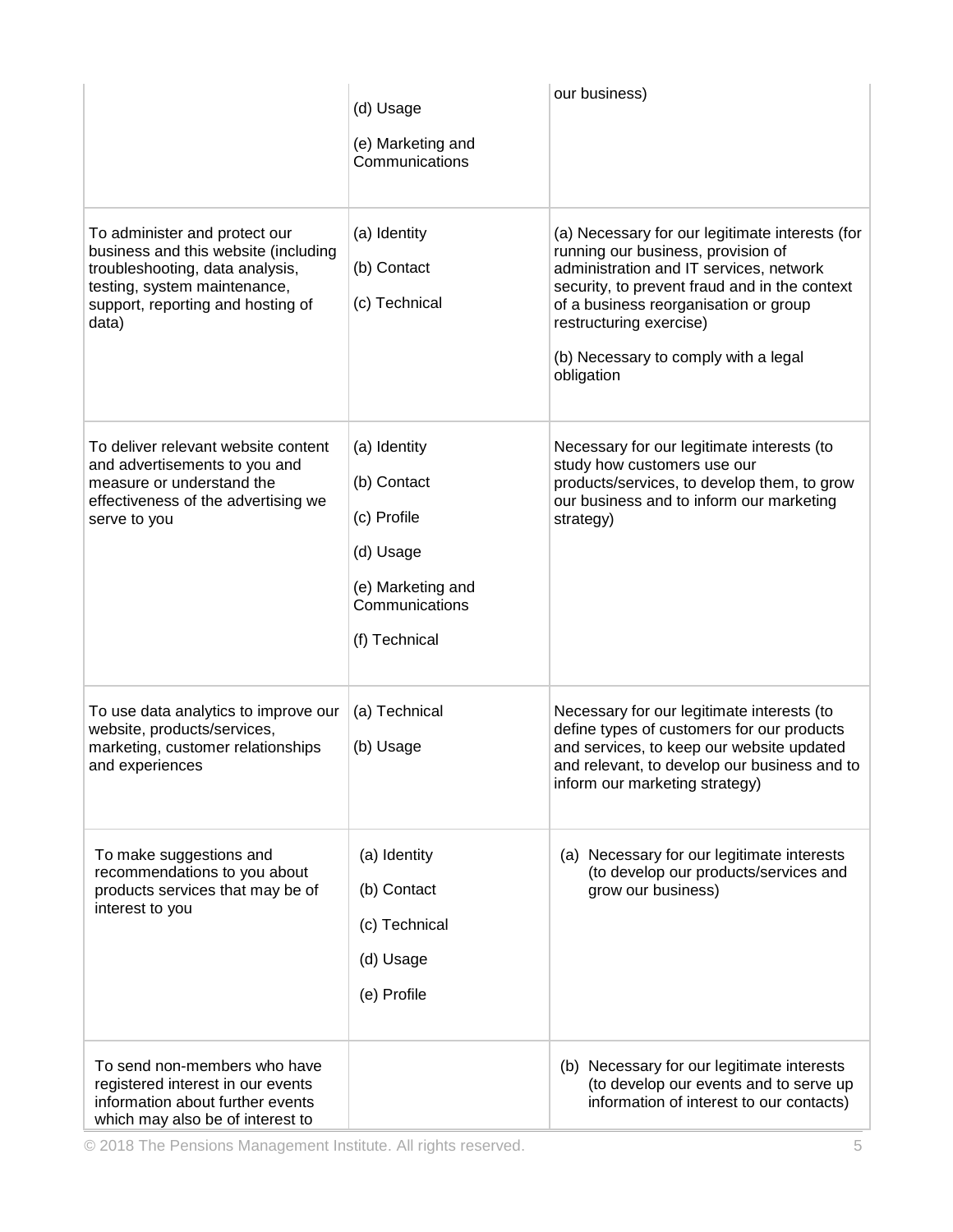| | | |
|---|---|---|
| | (d) Usage<br><br>(e) Marketing and Communications | our business) |
| To administer and protect our business and this website (including troubleshooting, data analysis, testing, system maintenance, support, reporting and hosting of data) | (a) Identity<br><br>(b) Contact<br><br>(c) Technical | (a) Necessary for our legitimate interests (for running our business, provision of administration and IT services, network security, to prevent fraud and in the context of a business reorganisation or group restructuring exercise)<br><br>(b) Necessary to comply with a legal obligation |
| To deliver relevant website content and advertisements to you and measure or understand the effectiveness of the advertising we serve to you | (a) Identity<br><br>(b) Contact<br><br>(c) Profile<br><br>(d) Usage<br><br>(e) Marketing and Communications<br><br>(f) Technical | Necessary for our legitimate interests (to study how customers use our products/services, to develop them, to grow our business and to inform our marketing strategy) |
| To use data analytics to improve our website, products/services, marketing, customer relationships and experiences | (a) Technical<br><br>(b) Usage | Necessary for our legitimate interests (to define types of customers for our products and services, to keep our website updated and relevant, to develop our business and to inform our marketing strategy) |
| To make suggestions and recommendations to you about products services that may be of interest to you | (a) Identity<br><br>(b) Contact<br><br>(c) Technical<br><br>(d) Usage<br><br>(e) Profile | (a) Necessary for our legitimate interests (to develop our products/services and grow our business) |
| To send non-members who have registered interest in our events information about further events which may also be of interest to | | (b) Necessary for our legitimate interests (to develop our events and to serve up information of interest to our contacts) |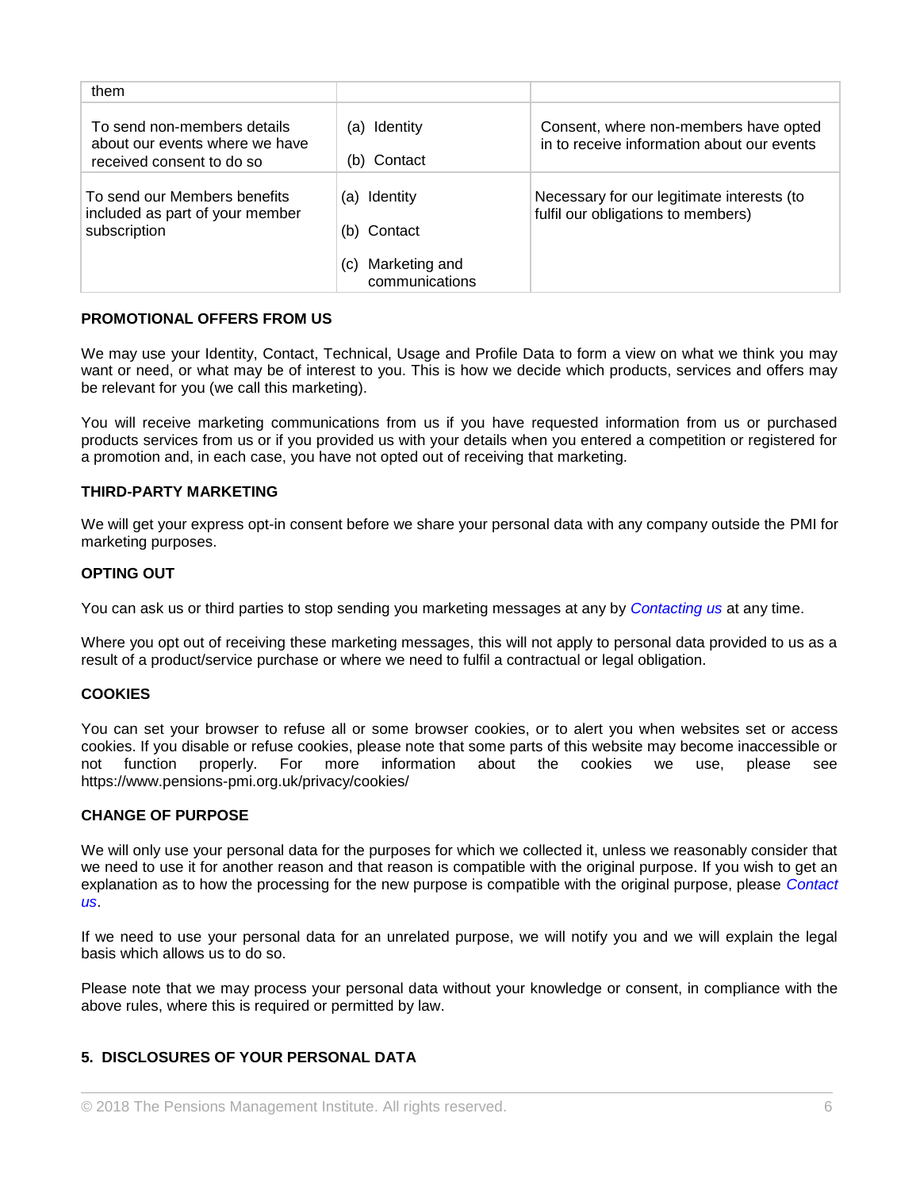| them | | |
|---|---|---|
| To send non-members details about our events where we have received consent to do so | (a) Identity<br><br>(b) Contact | Consent, where non-members have opted in to receive information about our events |
| To send our Members benefits included as part of your member subscription | (a) Identity<br><br>(b) Contact<br><br>(c) Marketing and communications | Necessary for our legitimate interests (to fulfil our obligations to members) |

**PROMOTIONAL OFFERS FROM US**

We may use your Identity, Contact, Technical, Usage and Profile Data to form a view on what we think you may want or need, or what may be of interest to you. This is how we decide which products, services and offers may be relevant for you (we call this marketing).

You will receive marketing communications from us if you have requested information from us or purchased products services from us or if you provided us with your details when you entered a competition or registered for a promotion and, in each case, you have not opted out of receiving that marketing.

**THIRD-PARTY MARKETING**

We will get your express opt-in consent before we share your personal data with any company outside the PMI for marketing purposes.

**OPTING OUT**

You can ask us or third parties to stop sending you marketing messages at any by *Contacting us* at any time.

Where you opt out of receiving these marketing messages, this will not apply to personal data provided to us as a result of a product/service purchase or where we need to fulfil a contractual or legal obligation.

**COOKIES**

You can set your browser to refuse all or some browser cookies, or to alert you when websites set or access cookies. If you disable or refuse cookies, please note that some parts of this website may become inaccessible or not function properly. For more information about the cookies we use, please see https://www.pensions-pmi.org.uk/privacy/cookies/

**CHANGE OF PURPOSE**

We will only use your personal data for the purposes for which we collected it, unless we reasonably consider that we need to use it for another reason and that reason is compatible with the original purpose. If you wish to get an explanation as to how the processing for the new purpose is compatible with the original purpose, please *Contact us*.

If we need to use your personal data for an unrelated purpose, we will notify you and we will explain the legal basis which allows us to do so.

Please note that we may process your personal data without your knowledge or consent, in compliance with the above rules, where this is required or permitted by law.

**5. DISCLOSURES OF YOUR PERSONAL DATA**

© 2018 The Pensions Management Institute. All rights reserved.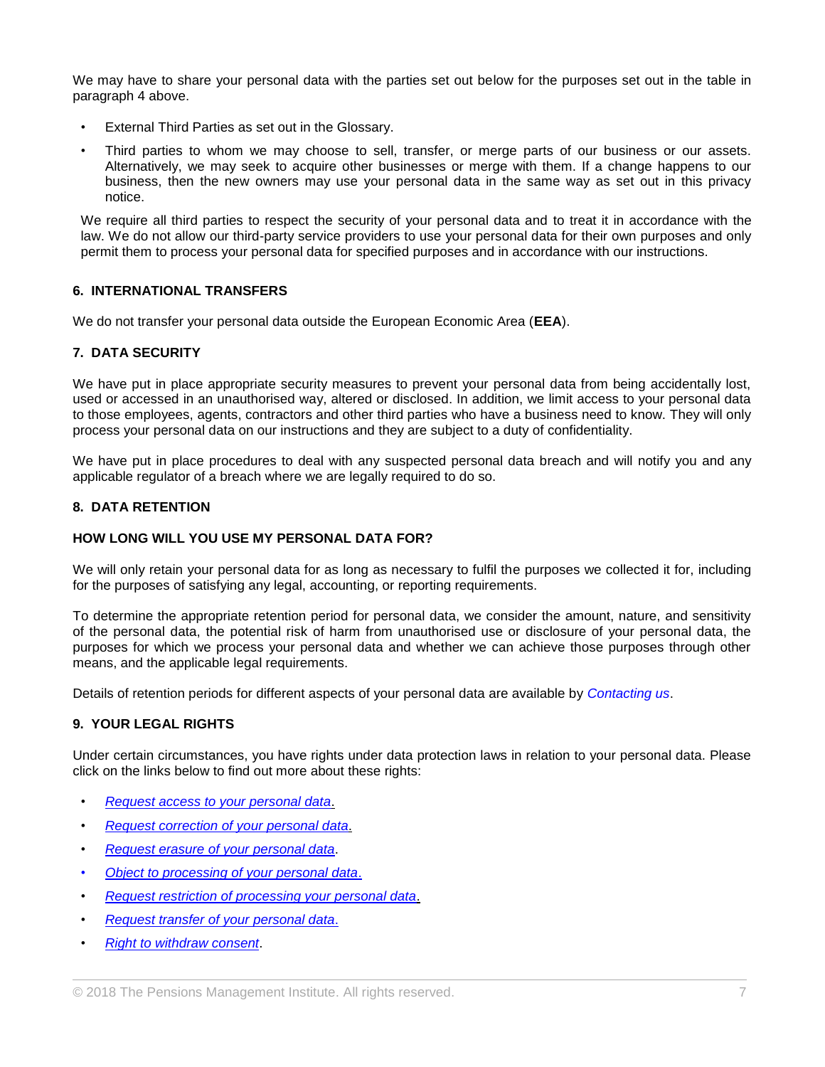We may have to share your personal data with the parties set out below for the purposes set out in the table in paragraph 4 above.

- External Third Parties as set out in the Glossary.
- Third parties to whom we may choose to sell, transfer, or merge parts of our business or our assets. Alternatively, we may seek to acquire other businesses or merge with them. If a change happens to our business, then the new owners may use your personal data in the same way as set out in this privacy notice.

We require all third parties to respect the security of your personal data and to treat it in accordance with the law. We do not allow our third-party service providers to use your personal data for their own purposes and only permit them to process your personal data for specified purposes and in accordance with our instructions.

## 6. INTERNATIONAL TRANSFERS

We do not transfer your personal data outside the European Economic Area (**EEA**).

## 7. DATA SECURITY

We have put in place appropriate security measures to prevent your personal data from being accidentally lost, used or accessed in an unauthorised way, altered or disclosed. In addition, we limit access to your personal data to those employees, agents, contractors and other third parties who have a business need to know. They will only process your personal data on our instructions and they are subject to a duty of confidentiality.

We have put in place procedures to deal with any suspected personal data breach and will notify you and any applicable regulator of a breach where we are legally required to do so.

## 8. DATA RETENTION

### HOW LONG WILL YOU USE MY PERSONAL DATA FOR?

We will only retain your personal data for as long as necessary to fulfil the purposes we collected it for, including for the purposes of satisfying any legal, accounting, or reporting requirements.

To determine the appropriate retention period for personal data, we consider the amount, nature, and sensitivity of the personal data, the potential risk of harm from unauthorised use or disclosure of your personal data, the purposes for which we process your personal data and whether we can achieve those purposes through other means, and the applicable legal requirements.

Details of retention periods for different aspects of your personal data are available by *Contacting us*.

## 9. YOUR LEGAL RIGHTS

Under certain circumstances, you have rights under data protection laws in relation to your personal data. Please click on the links below to find out more about these rights:

- *Request access to your personal data*.
- *Request correction of your personal data*.
- *Request erasure of your personal data*.
- *Object to processing of your personal data*.
- *Request restriction of processing your personal data*.
- *Request transfer of your personal data*.
- *Right to withdraw consent*.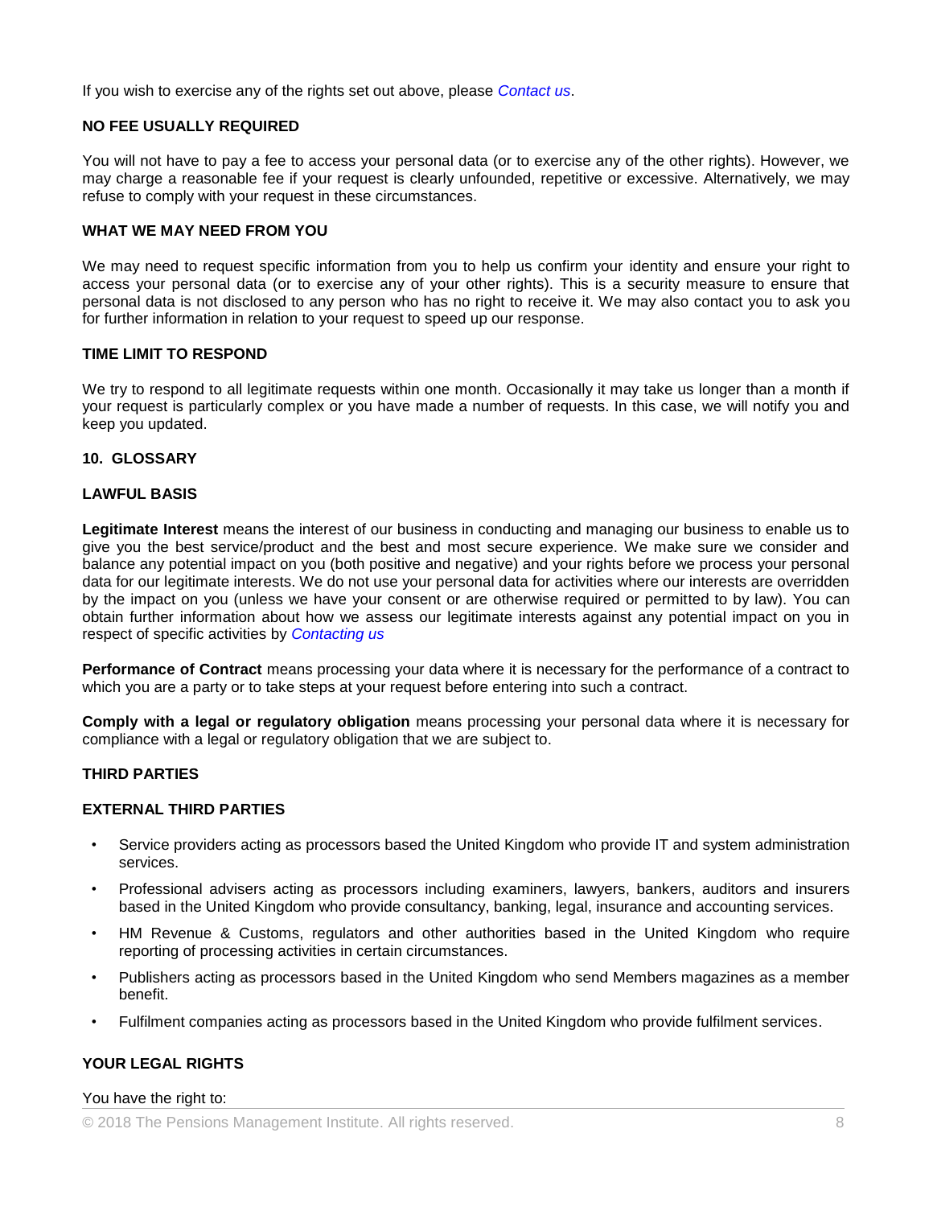If you wish to exercise any of the rights set out above, please *Contact us*.

**NO FEE USUALLY REQUIRED**

You will not have to pay a fee to access your personal data (or to exercise any of the other rights). However, we may charge a reasonable fee if your request is clearly unfounded, repetitive or excessive. Alternatively, we may refuse to comply with your request in these circumstances.

**WHAT WE MAY NEED FROM YOU**

We may need to request specific information from you to help us confirm your identity and ensure your right to access your personal data (or to exercise any of your other rights). This is a security measure to ensure that personal data is not disclosed to any person who has no right to receive it. We may also contact you to ask you for further information in relation to your request to speed up our response.

**TIME LIMIT TO RESPOND**

We try to respond to all legitimate requests within one month. Occasionally it may take us longer than a month if your request is particularly complex or you have made a number of requests. In this case, we will notify you and keep you updated.

## 10. GLOSSARY

**LAWFUL BASIS**

**Legitimate Interest** means the interest of our business in conducting and managing our business to enable us to give you the best service/product and the best and most secure experience. We make sure we consider and balance any potential impact on you (both positive and negative) and your rights before we process your personal data for our legitimate interests. We do not use your personal data for activities where our interests are overridden by the impact on you (unless we have your consent or are otherwise required or permitted to by law). You can obtain further information about how we assess our legitimate interests against any potential impact on you in respect of specific activities by *Contacting us*

**Performance of Contract** means processing your data where it is necessary for the performance of a contract to which you are a party or to take steps at your request before entering into such a contract.

**Comply with a legal or regulatory obligation** means processing your personal data where it is necessary for compliance with a legal or regulatory obligation that we are subject to.

**THIRD PARTIES**

**EXTERNAL THIRD PARTIES**

- Service providers acting as processors based the United Kingdom who provide IT and system administration services.
- Professional advisers acting as processors including examiners, lawyers, bankers, auditors and insurers based in the United Kingdom who provide consultancy, banking, legal, insurance and accounting services.
- HM Revenue & Customs, regulators and other authorities based in the United Kingdom who require reporting of processing activities in certain circumstances.
- Publishers acting as processors based in the United Kingdom who send Members magazines as a member benefit.
- Fulfilment companies acting as processors based in the United Kingdom who provide fulfilment services.

**YOUR LEGAL RIGHTS**

You have the right to: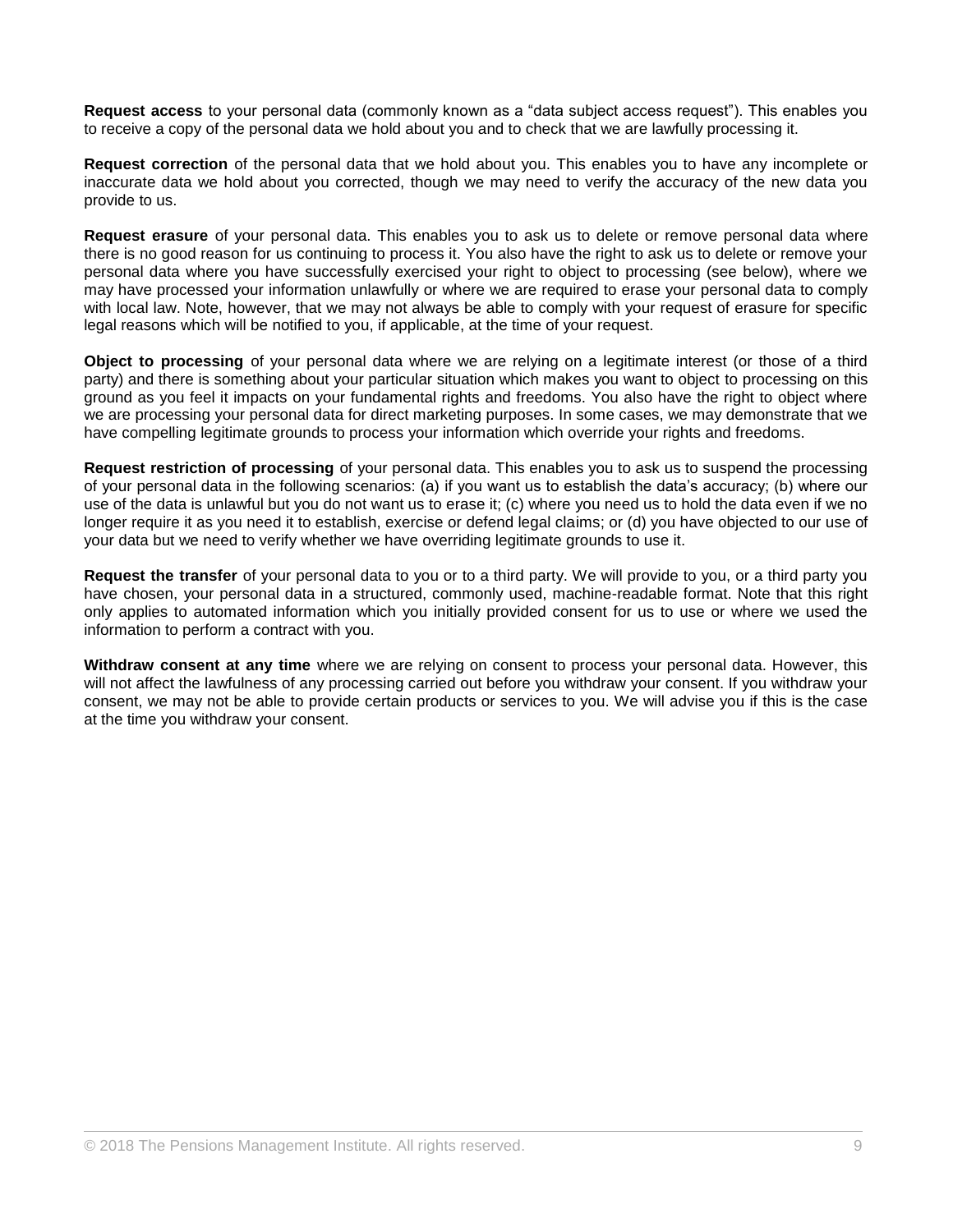**Request access** to your personal data (commonly known as a "data subject access request"). This enables you to receive a copy of the personal data we hold about you and to check that we are lawfully processing it.

**Request correction** of the personal data that we hold about you. This enables you to have any incomplete or inaccurate data we hold about you corrected, though we may need to verify the accuracy of the new data you provide to us.

**Request erasure** of your personal data. This enables you to ask us to delete or remove personal data where there is no good reason for us continuing to process it. You also have the right to ask us to delete or remove your personal data where you have successfully exercised your right to object to processing (see below), where we may have processed your information unlawfully or where we are required to erase your personal data to comply with local law. Note, however, that we may not always be able to comply with your request of erasure for specific legal reasons which will be notified to you, if applicable, at the time of your request.

**Object to processing** of your personal data where we are relying on a legitimate interest (or those of a third party) and there is something about your particular situation which makes you want to object to processing on this ground as you feel it impacts on your fundamental rights and freedoms. You also have the right to object where we are processing your personal data for direct marketing purposes. In some cases, we may demonstrate that we have compelling legitimate grounds to process your information which override your rights and freedoms.

**Request restriction of processing** of your personal data. This enables you to ask us to suspend the processing of your personal data in the following scenarios: (a) if you want us to establish the data's accuracy; (b) where our use of the data is unlawful but you do not want us to erase it; (c) where you need us to hold the data even if we no longer require it as you need it to establish, exercise or defend legal claims; or (d) you have objected to our use of your data but we need to verify whether we have overriding legitimate grounds to use it.

**Request the transfer** of your personal data to you or to a third party. We will provide to you, or a third party you have chosen, your personal data in a structured, commonly used, machine-readable format. Note that this right only applies to automated information which you initially provided consent for us to use or where we used the information to perform a contract with you.

**Withdraw consent at any time** where we are relying on consent to process your personal data. However, this will not affect the lawfulness of any processing carried out before you withdraw your consent. If you withdraw your consent, we may not be able to provide certain products or services to you. We will advise you if this is the case at the time you withdraw your consent.